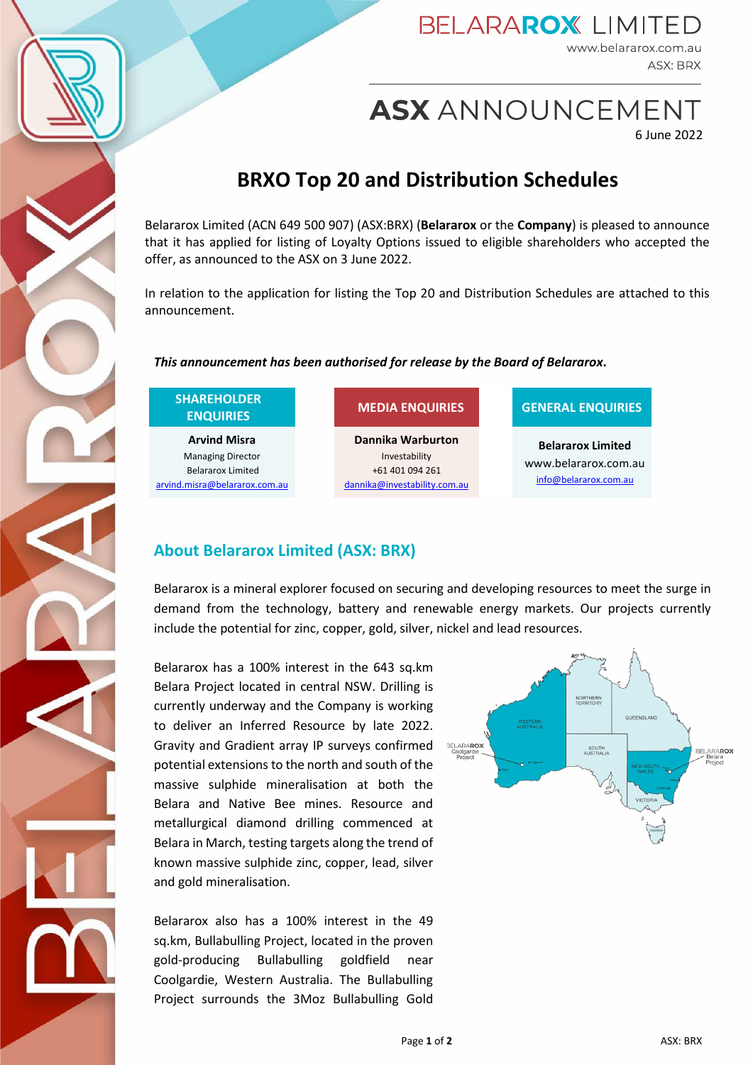# BRXO Top 20 and Distribution Schedules

6 June 2022

Belararox Limited (ACN 649 500 907) (ASX:BRX) (**Belararox** or the **Company**) is pleased to announce that it has applied for listing of Loyalty Options issued to eligible shareholders who accepted the offer, as announced to the ASX on 3 June 2022.

In relation to the application for listing the Top 20 and Distribution Schedules are attached to this announcement.

***This announcement has been authorised for release by the Board of Belararox.***

| SHAREHOLDER ENQUIRIES | MEDIA ENQUIRIES | GENERAL ENQUIRIES |
|---|---|---|
| **Arvind Misra**<br>Managing Director<br>Belararox Limited<br>arvind.misra@belararox.com.au | **Dannika Warburton**<br>Investability<br>+61 401 094 261<br>dannika@investability.com.au | **Belararox Limited**<br>www.belararox.com.au<br>info@belararox.com.au |

## About Belararox Limited (ASX: BRX)

Belararox is a mineral explorer focused on securing and developing resources to meet the surge in demand from the technology, battery and renewable energy markets. Our projects currently include the potential for zinc, copper, gold, silver, nickel and lead resources.

Belararox has a 100% interest in the 643 sq.km Belara Project located in central NSW. Drilling is currently underway and the Company is working to deliver an Inferred Resource by late 2022. Gravity and Gradient array IP surveys confirmed potential extensions to the north and south of the massive sulphide mineralisation at both the Belara and Native Bee mines. Resource and metallurgical diamond drilling commenced at Belara in March, testing targets along the trend of known massive sulphide zinc, copper, lead, silver and gold mineralisation.

Belararox also has a 100% interest in the 49 sq.km, Bullabulling Project, located in the proven gold-producing Bullabulling goldfield near Coolgardie, Western Australia. The Bullabulling Project surrounds the 3Moz Bullabulling Gold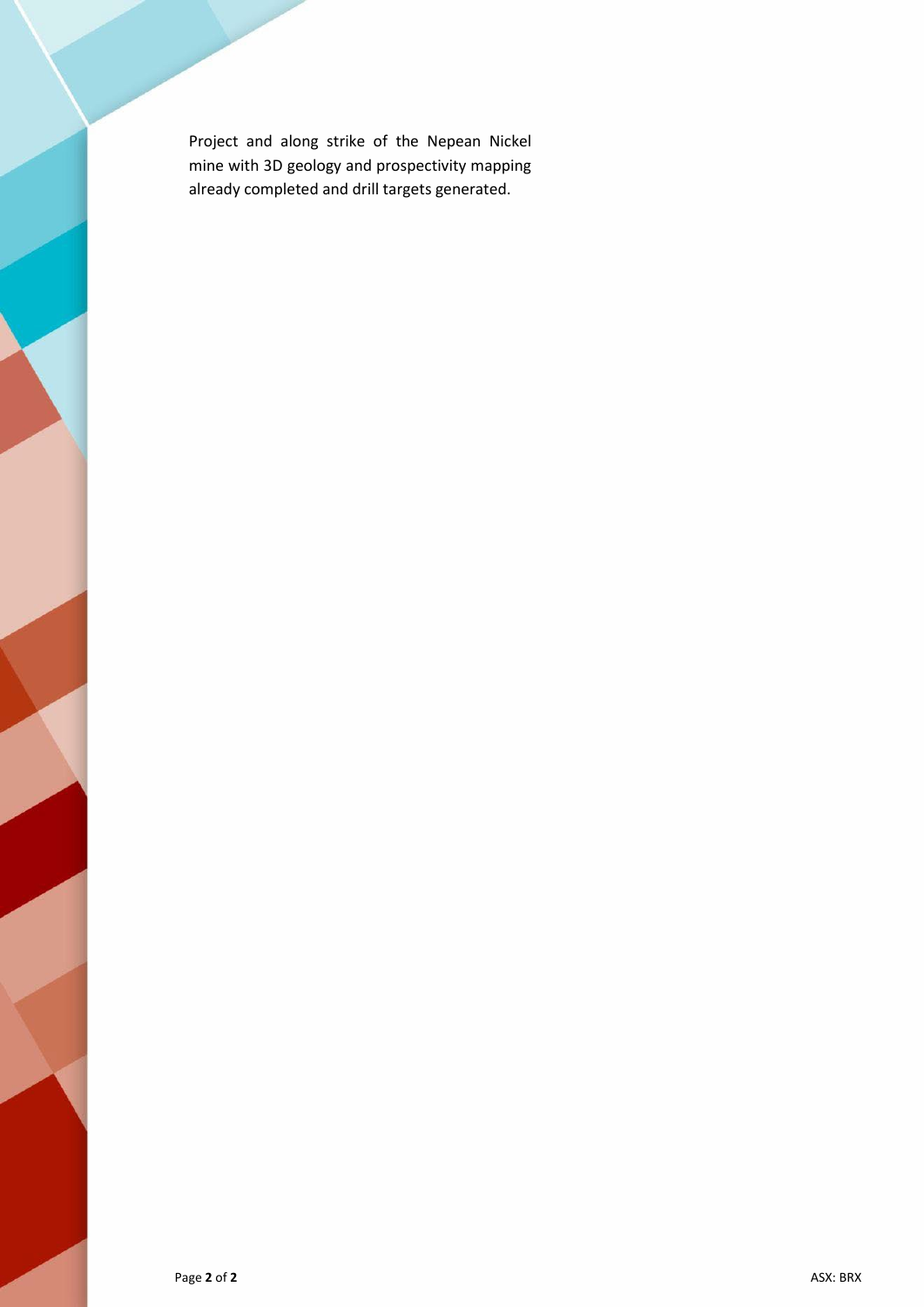Project and along strike of the Nepean Nickel mine with 3D geology and prospectivity mapping already completed and drill targets generated.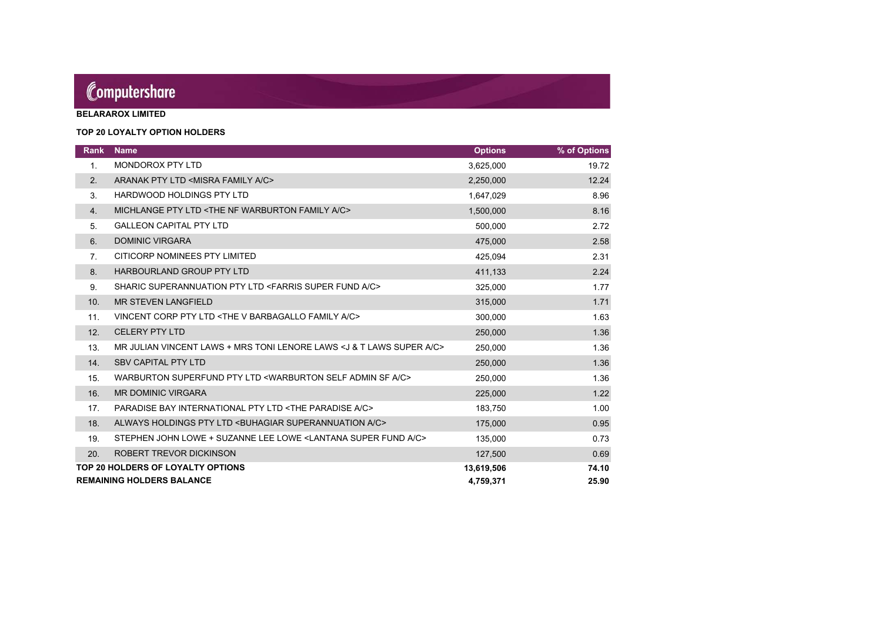Computershare

**BELARAROX LIMITED**

**TOP 20 LOYALTY OPTION HOLDERS**

| Rank | Name | Options | % of Options |
| --- | --- | --- | --- |
| 1. | MONDOROX PTY LTD | 3,625,000 | 19.72 |
| 2. | ARANAK PTY LTD <MISRA FAMILY A/C> | 2,250,000 | 12.24 |
| 3. | HARDWOOD HOLDINGS PTY LTD | 1,647,029 | 8.96 |
| 4. | MICHLANGE PTY LTD <THE NF WARBURTON FAMILY A/C> | 1,500,000 | 8.16 |
| 5. | GALLEON CAPITAL PTY LTD | 500,000 | 2.72 |
| 6. | DOMINIC VIRGARA | 475,000 | 2.58 |
| 7. | CITICORP NOMINEES PTY LIMITED | 425,094 | 2.31 |
| 8. | HARBOURLAND GROUP PTY LTD | 411,133 | 2.24 |
| 9. | SHARIC SUPERANNUATION PTY LTD <FARRIS SUPER FUND A/C> | 325,000 | 1.77 |
| 10. | MR STEVEN LANGFIELD | 315,000 | 1.71 |
| 11. | VINCENT CORP PTY LTD <THE V BARBAGALLO FAMILY A/C> | 300,000 | 1.63 |
| 12. | CELERY PTY LTD | 250,000 | 1.36 |
| 13. | MR JULIAN VINCENT LAWS + MRS TONI LENORE LAWS <J & T LAWS SUPER A/C> | 250,000 | 1.36 |
| 14. | SBV CAPITAL PTY LTD | 250,000 | 1.36 |
| 15. | WARBURTON SUPERFUND PTY LTD <WARBURTON SELF ADMIN SF A/C> | 250,000 | 1.36 |
| 16. | MR DOMINIC VIRGARA | 225,000 | 1.22 |
| 17. | PARADISE BAY INTERNATIONAL PTY LTD <THE PARADISE A/C> | 183,750 | 1.00 |
| 18. | ALWAYS HOLDINGS PTY LTD <BUHAGIAR SUPERANNUATION A/C> | 175,000 | 0.95 |
| 19. | STEPHEN JOHN LOWE + SUZANNE LEE LOWE <LANTANA SUPER FUND A/C> | 135,000 | 0.73 |
| 20. | ROBERT TREVOR DICKINSON | 127,500 | 0.69 |
| **TOP 20 HOLDERS OF LOYALTY OPTIONS** | | **13,619,506** | **74.10** |
| **REMAINING HOLDERS BALANCE** | | **4,759,371** | **25.90** |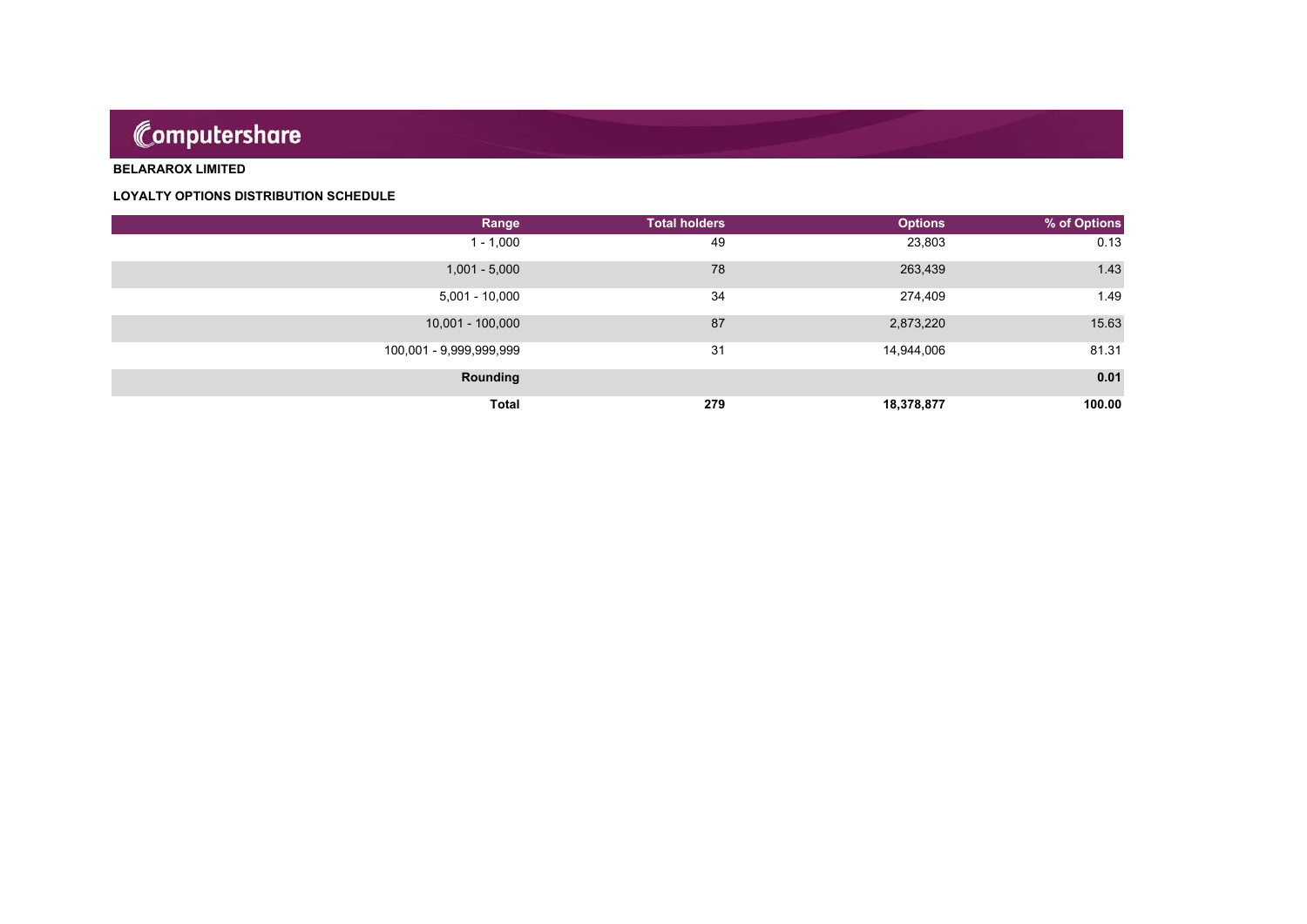**BELARAROX LIMITED**

**LOYALTY OPTIONS DISTRIBUTION SCHEDULE**

| Range | Total holders | Options | % of Options |
|---|---|---|---|
| 1 - 1,000 | 49 | 23,803 | 0.13 |
| 1,001 - 5,000 | 78 | 263,439 | 1.43 |
| 5,001 - 10,000 | 34 | 274,409 | 1.49 |
| 10,001 - 100,000 | 87 | 2,873,220 | 15.63 |
| 100,001 - 9,999,999,999 | 31 | 14,944,006 | 81.31 |
| **Rounding** | | | **0.01** |
| **Total** | **279** | **18,378,877** | **100.00** |